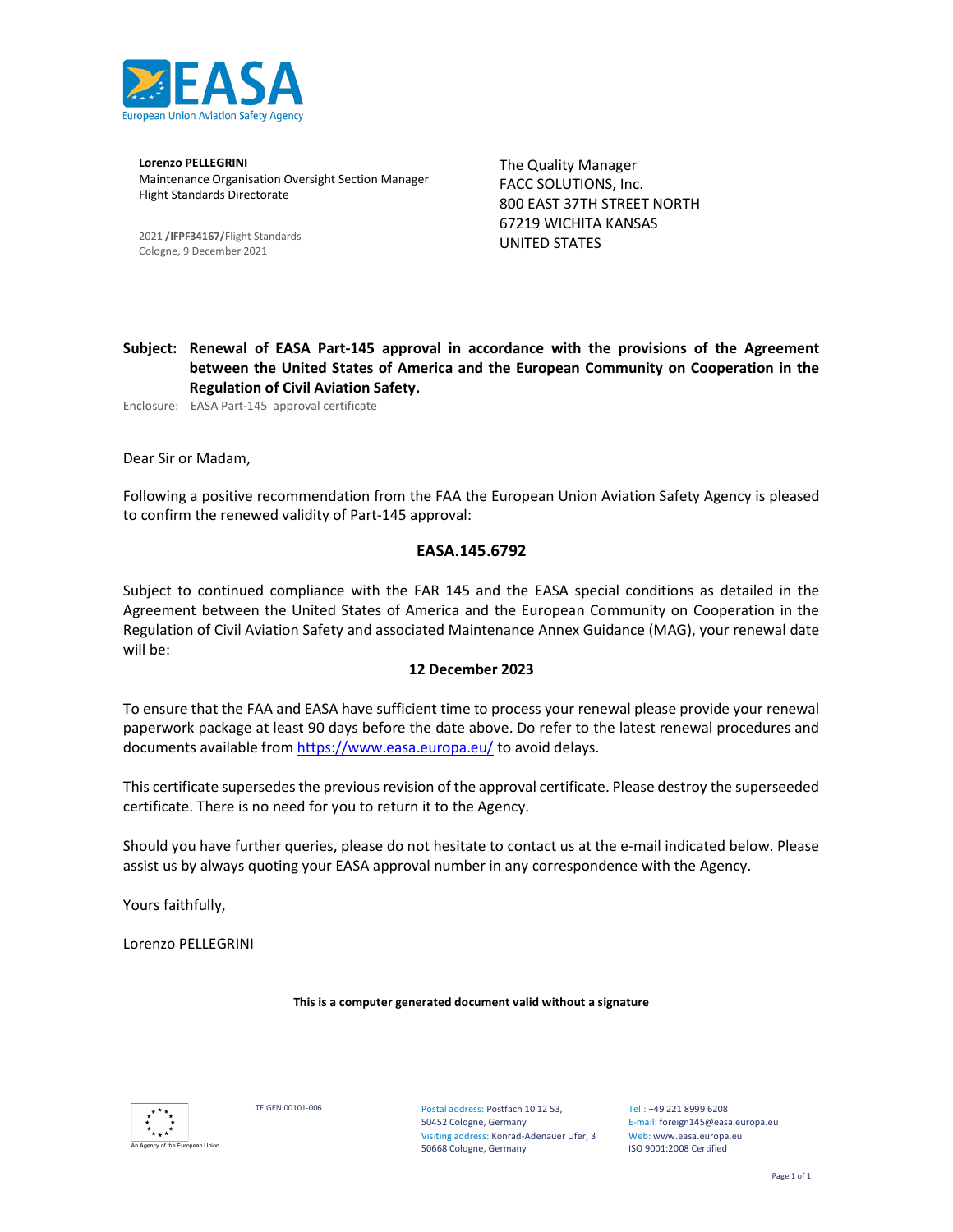**Lorenzo PELLEGRINI**
Maintenance Organisation Oversight Section Manager
Flight Standards Directorate

2021 /**IFPF34167/**Flight Standards
Cologne, 9 December 2021

The Quality Manager
FACC SOLUTIONS, Inc.
800 EAST 37TH STREET NORTH
67219 WICHITA KANSAS
UNITED STATES

**Subject: Renewal of EASA Part-145 approval in accordance with the provisions of the Agreement between the United States of America and the European Community on Cooperation in the Regulation of Civil Aviation Safety.**

Enclosure: EASA Part-145 approval certificate

Dear Sir or Madam,

Following a positive recommendation from the FAA the European Union Aviation Safety Agency is pleased to confirm the renewed validity of Part-145 approval:

**EASA.145.6792**

Subject to continued compliance with the FAR 145 and the EASA special conditions as detailed in the Agreement between the United States of America and the European Community on Cooperation in the Regulation of Civil Aviation Safety and associated Maintenance Annex Guidance (MAG), your renewal date will be:

**12 December 2023**

To ensure that the FAA and EASA have sufficient time to process your renewal please provide your renewal paperwork package at least 90 days before the date above. Do refer to the latest renewal procedures and documents available from https://www.easa.europa.eu/ to avoid delays.

This certificate supersedes the previous revision of the approval certificate. Please destroy the superseeded certificate. There is no need for you to return it to the Agency.

Should you have further queries, please do not hesitate to contact us at the e-mail indicated below. Please assist us by always quoting your EASA approval number in any correspondence with the Agency.

Yours faithfully,

Lorenzo PELLEGRINI

**This is a computer generated document valid without a signature**

An Agency of the European Union

TE.GEN.00101-006

Postal address: Postfach 10 12 53, 50452 Cologne, Germany
Visiting address: Konrad-Adenauer Ufer, 3 50668 Cologne, Germany

Tel.: +49 221 8999 6208
E-mail: foreign145@easa.europa.eu
Web: www.easa.europa.eu
ISO 9001:2008 Certified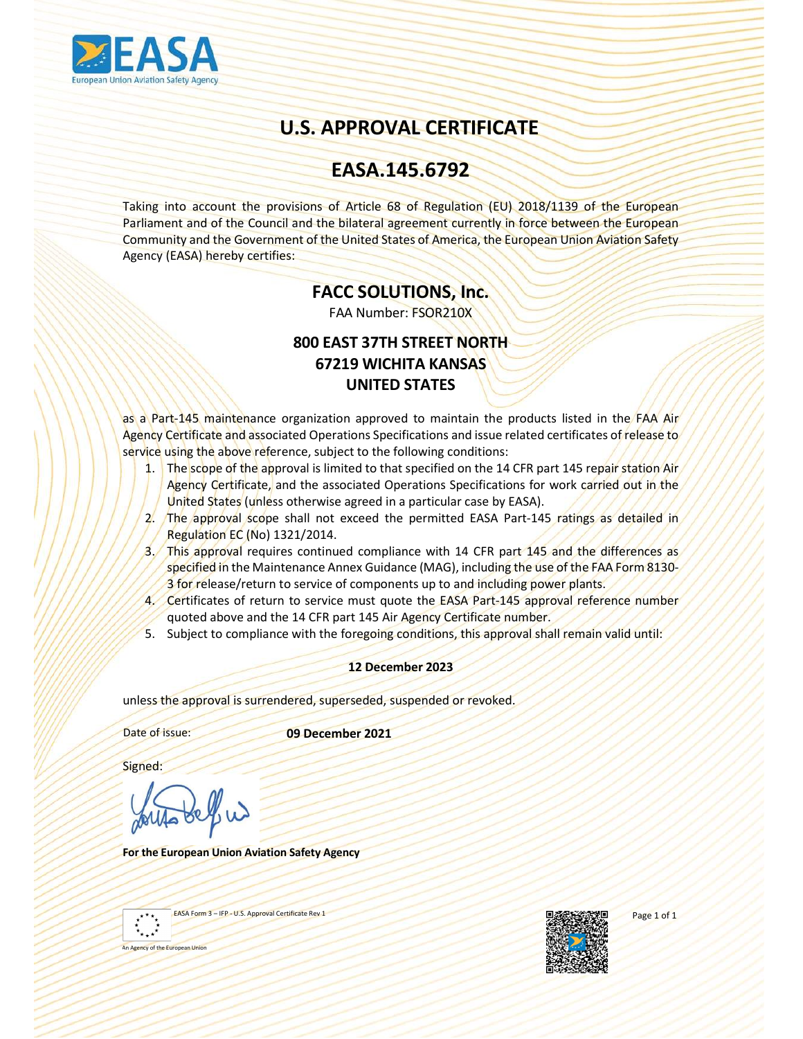# U.S. APPROVAL CERTIFICATE

# EASA.145.6792

Taking into account the provisions of Article 68 of Regulation (EU) 2018/1139 of the European Parliament and of the Council and the bilateral agreement currently in force between the European Community and the Government of the United States of America, the European Union Aviation Safety Agency (EASA) hereby certifies:

**FACC SOLUTIONS, Inc.**

FAA Number: FSOR210X

**800 EAST 37TH STREET NORTH**
**67219 WICHITA KANSAS**
**UNITED STATES**

as a Part-145 maintenance organization approved to maintain the products listed in the FAA Air Agency Certificate and associated Operations Specifications and issue related certificates of release to service using the above reference, subject to the following conditions:

1. The scope of the approval is limited to that specified on the 14 CFR part 145 repair station Air Agency Certificate, and the associated Operations Specifications for work carried out in the United States (unless otherwise agreed in a particular case by EASA).
2. The approval scope shall not exceed the permitted EASA Part-145 ratings as detailed in Regulation EC (No) 1321/2014.
3. This approval requires continued compliance with 14 CFR part 145 and the differences as specified in the Maintenance Annex Guidance (MAG), including the use of the FAA Form 8130-3 for release/return to service of components up to and including power plants.
4. Certificates of return to service must quote the EASA Part-145 approval reference number quoted above and the 14 CFR part 145 Air Agency Certificate number.
5. Subject to compliance with the foregoing conditions, this approval shall remain valid until:

**12 December 2023**

unless the approval is surrendered, superseded, suspended or revoked.

Date of issue: **09 December 2021**

Signed:

**For the European Union Aviation Safety Agency**

EASA Form 3 – IFP - U.S. Approval Certificate Rev 1

An Agency of the European Union